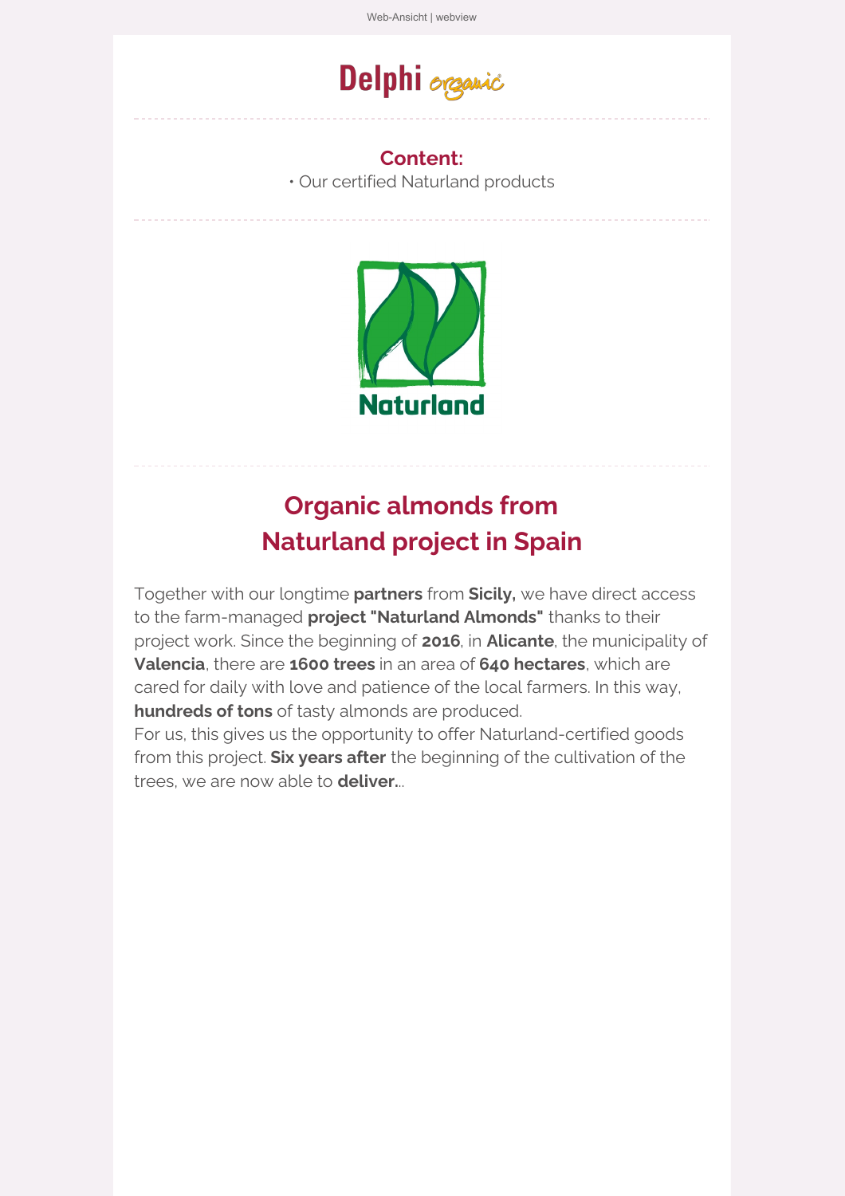Web-Ansicht | webview

Delphi organic

**Content:**

• Our certified Naturland products

Naturland

## Organic almonds from Naturland project in Spain

Together with our longtime **partners** from **Sicily,** we have direct access to the farm-managed **project "Naturland Almonds"** thanks to their project work. Since the beginning of **2016**, in **Alicante**, the municipality of **Valencia**, there are **1600 trees** in an area of **640 hectares**, which are cared for daily with love and patience of the local farmers. In this way, **hundreds of tons** of tasty almonds are produced.
For us, this gives us the opportunity to offer Naturland-certified goods from this project. **Six years after** the beginning of the cultivation of the trees, we are now able to **deliver.**..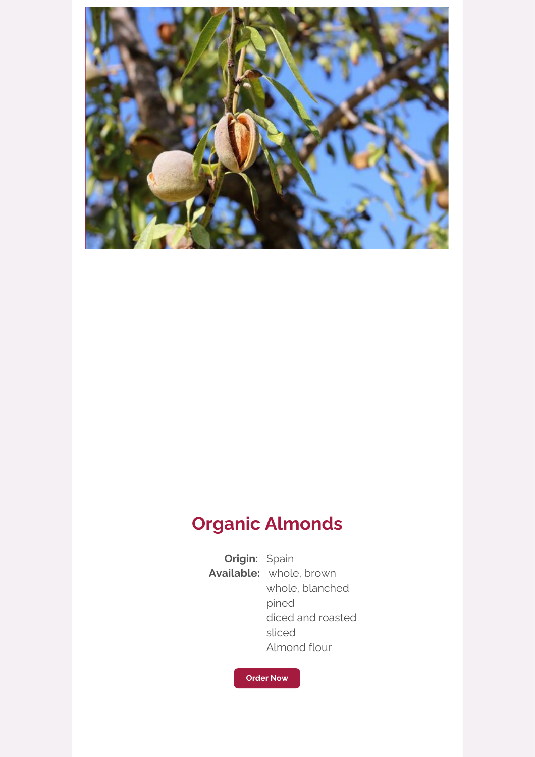## Organic Almonds

**Origin:** Spain

**Available:** whole, brown
whole, blanched
pined
diced and roasted
sliced
Almond flour

Order Now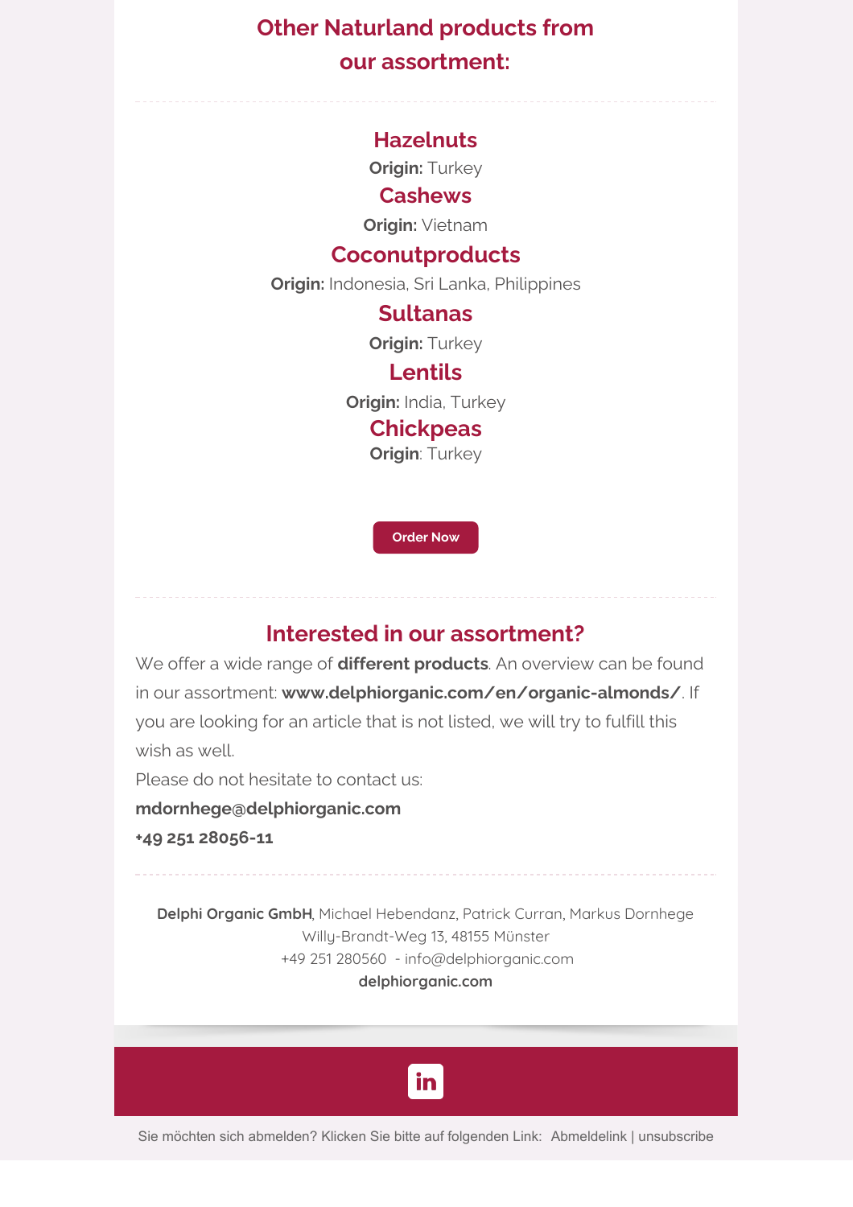## Other Naturland products from our assortment:

### Hazelnuts

**Origin:** Turkey

### Cashews

**Origin:** Vietnam

### Coconutproducts

**Origin:** Indonesia, Sri Lanka, Philippines

### Sultanas

**Origin:** Turkey

### Lentils

**Origin:** India, Turkey

### Chickpeas

**Origin**: Turkey

Order Now

## Interested in our assortment?

We offer a wide range of **different products**. An overview can be found in our assortment: **www.delphiorganic.com/en/organic-almonds/**. If you are looking for an article that is not listed, we will try to fulfill this wish as well.

Please do not hesitate to contact us:

**mdornhege@delphiorganic.com**

**+49 251 28056-11**

**Delphi Organic GmbH**, Michael Hebendanz, Patrick Curran, Markus Dornhege
Willy-Brandt-Weg 13, 48155 Münster
+49 251 280560 - info@delphiorganic.com
**delphiorganic.com**

Sie möchten sich abmelden? Klicken Sie bitte auf folgenden Link: Abmeldelink | unsubscribe